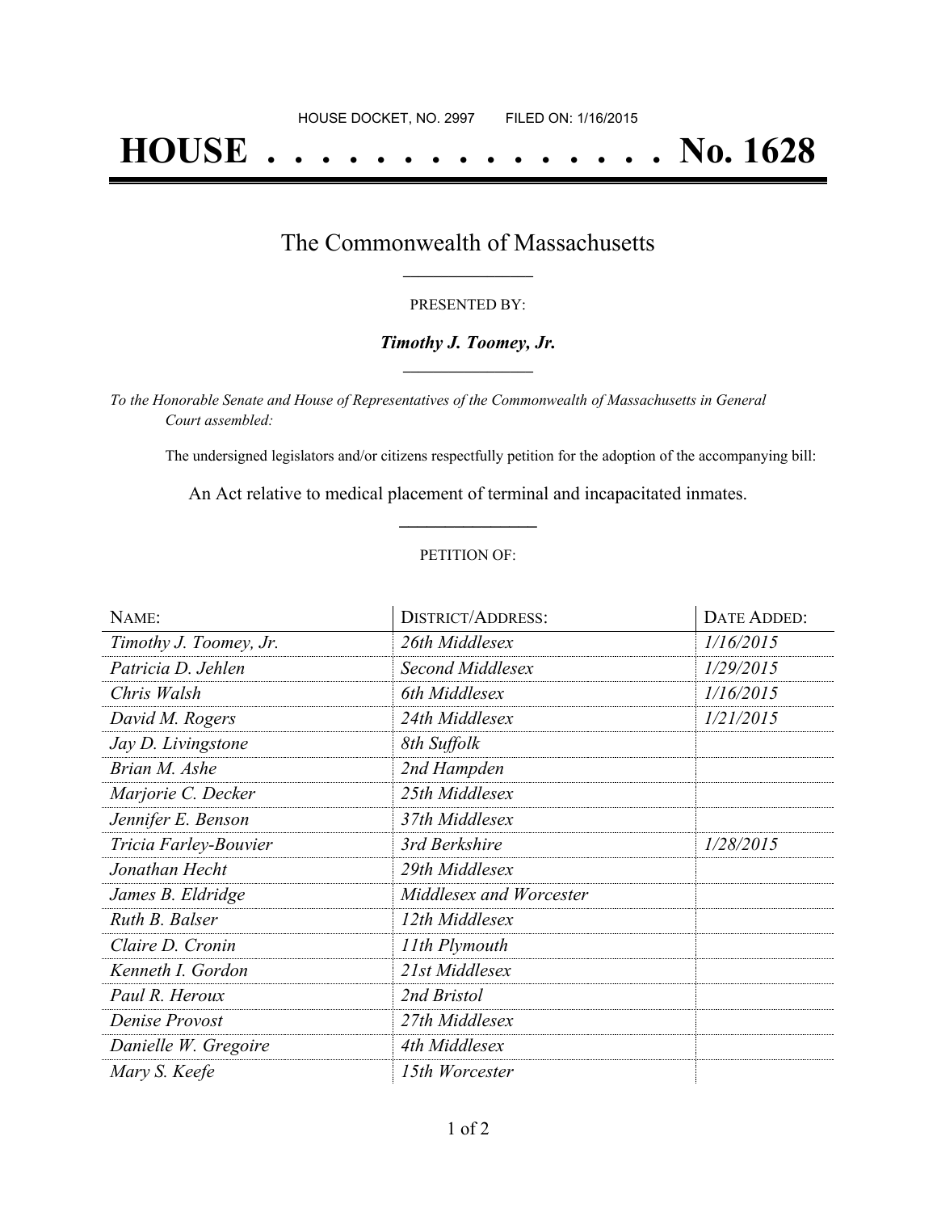HOUSE DOCKET, NO. 2997        FILED ON: 1/16/2015

# HOUSE . . . . . . . . . . . . . . . No. 1628

## The Commonwealth of Massachusetts

PRESENTED BY:

***Timothy J. Toomey, Jr.***

*To the Honorable Senate and House of Representatives of the Commonwealth of Massachusetts in General Court assembled:*

The undersigned legislators and/or citizens respectfully petition for the adoption of the accompanying bill:

An Act relative to medical placement of terminal and incapacitated inmates.

PETITION OF:

| NAME: | DISTRICT/ADDRESS: | DATE ADDED: |
|---|---|---|
| *Timothy J. Toomey, Jr.* | *26th Middlesex* | *1/16/2015* |
| *Patricia D. Jehlen* | *Second Middlesex* | *1/29/2015* |
| *Chris Walsh* | *6th Middlesex* | *1/16/2015* |
| *David M. Rogers* | *24th Middlesex* | *1/21/2015* |
| *Jay D. Livingstone* | *8th Suffolk* | |
| *Brian M. Ashe* | *2nd Hampden* | |
| *Marjorie C. Decker* | *25th Middlesex* | |
| *Jennifer E. Benson* | *37th Middlesex* | |
| *Tricia Farley-Bouvier* | *3rd Berkshire* | *1/28/2015* |
| *Jonathan Hecht* | *29th Middlesex* | |
| *James B. Eldridge* | *Middlesex and Worcester* | |
| *Ruth B. Balser* | *12th Middlesex* | |
| *Claire D. Cronin* | *11th Plymouth* | |
| *Kenneth I. Gordon* | *21st Middlesex* | |
| *Paul R. Heroux* | *2nd Bristol* | |
| *Denise Provost* | *27th Middlesex* | |
| *Danielle W. Gregoire* | *4th Middlesex* | |
| *Mary S. Keefe* | *15th Worcester* | |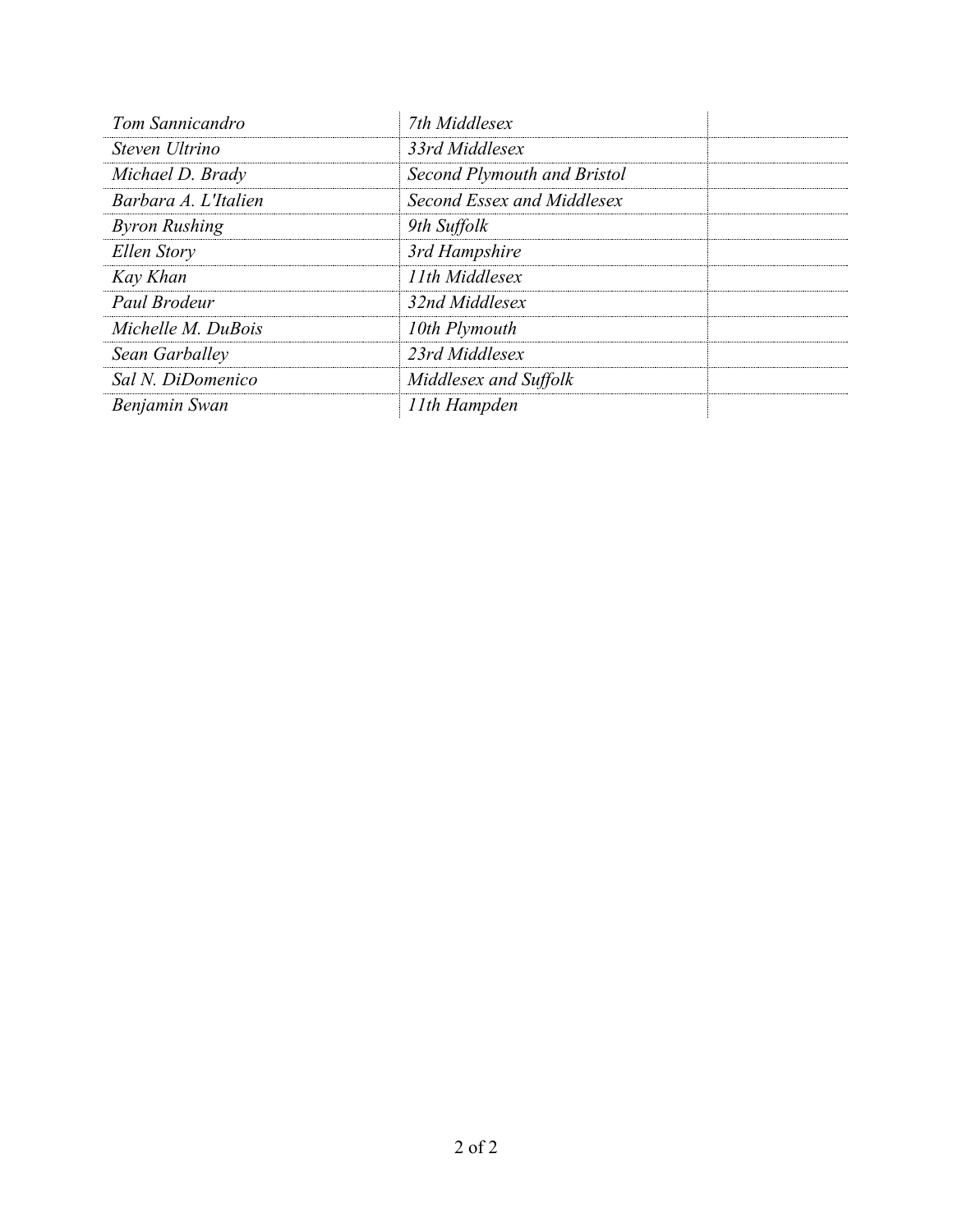| | | |
|---|---|---|
| *Tom Sannicandro* | *7th Middlesex* | |
| *Steven Ultrino* | *33rd Middlesex* | |
| *Michael D. Brady* | *Second Plymouth and Bristol* | |
| *Barbara A. L'Italien* | *Second Essex and Middlesex* | |
| *Byron Rushing* | *9th Suffolk* | |
| *Ellen Story* | *3rd Hampshire* | |
| *Kay Khan* | *11th Middlesex* | |
| *Paul Brodeur* | *32nd Middlesex* | |
| *Michelle M. DuBois* | *10th Plymouth* | |
| *Sean Garballey* | *23rd Middlesex* | |
| *Sal N. DiDomenico* | *Middlesex and Suffolk* | |
| *Benjamin Swan* | *11th Hampden* | |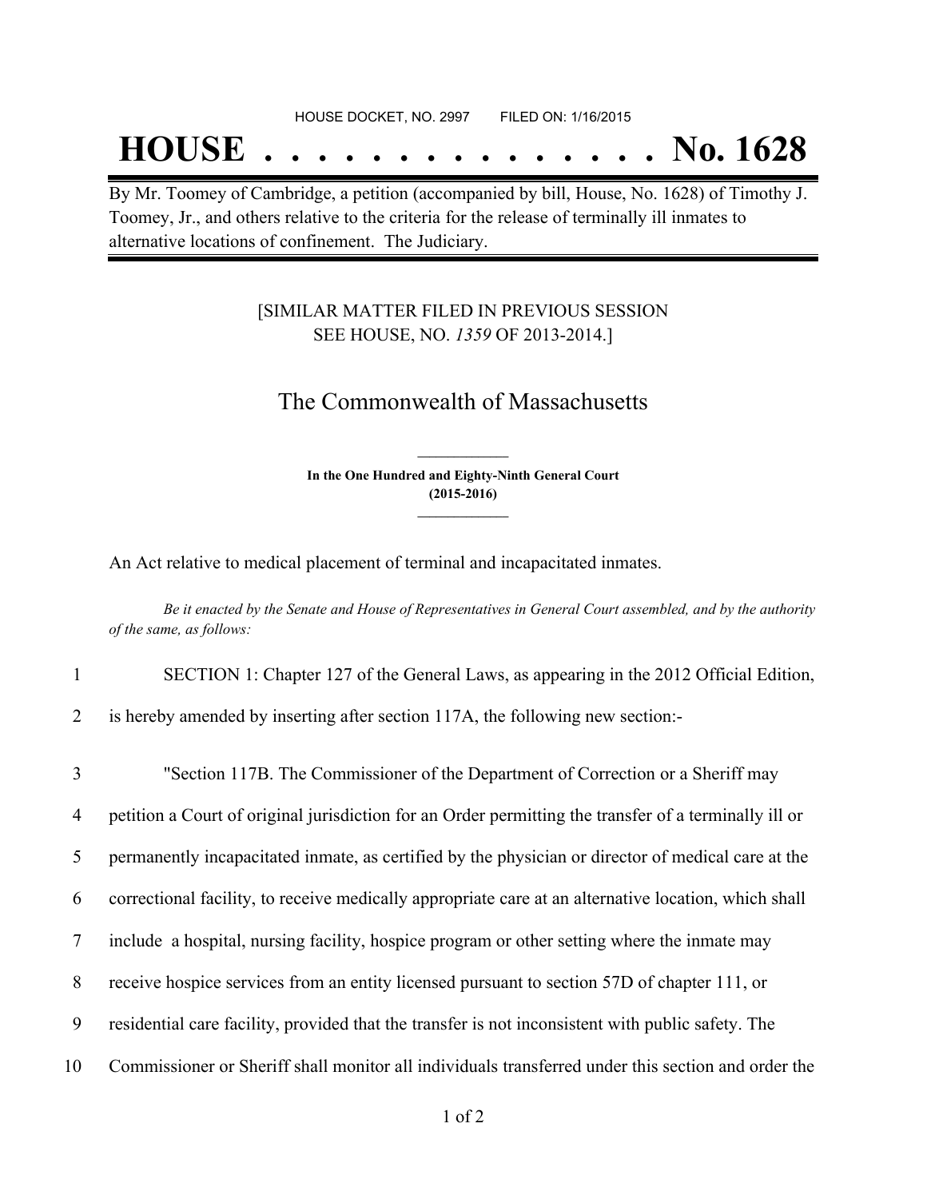HOUSE DOCKET, NO. 2997 FILED ON: 1/16/2015

# HOUSE . . . . . . . . . . . . . . . No. 1628

By Mr. Toomey of Cambridge, a petition (accompanied by bill, House, No. 1628) of Timothy J. Toomey, Jr., and others relative to the criteria for the release of terminally ill inmates to alternative locations of confinement. The Judiciary.

[SIMILAR MATTER FILED IN PREVIOUS SESSION SEE HOUSE, NO. *1359* OF 2013-2014.]

## The Commonwealth of Massachusetts

**In the One Hundred and Eighty-Ninth General Court (2015-2016)**

An Act relative to medical placement of terminal and incapacitated inmates.

*Be it enacted by the Senate and House of Representatives in General Court assembled, and by the authority of the same, as follows:*

1 SECTION 1: Chapter 127 of the General Laws, as appearing in the 2012 Official Edition,
2 is hereby amended by inserting after section 117A, the following new section:-

3 "Section 117B. The Commissioner of the Department of Correction or a Sheriff may
4 petition a Court of original jurisdiction for an Order permitting the transfer of a terminally ill or
5 permanently incapacitated inmate, as certified by the physician or director of medical care at the
6 correctional facility, to receive medically appropriate care at an alternative location, which shall
7 include a hospital, nursing facility, hospice program or other setting where the inmate may
8 receive hospice services from an entity licensed pursuant to section 57D of chapter 111, or
9 residential care facility, provided that the transfer is not inconsistent with public safety. The
10 Commissioner or Sheriff shall monitor all individuals transferred under this section and order the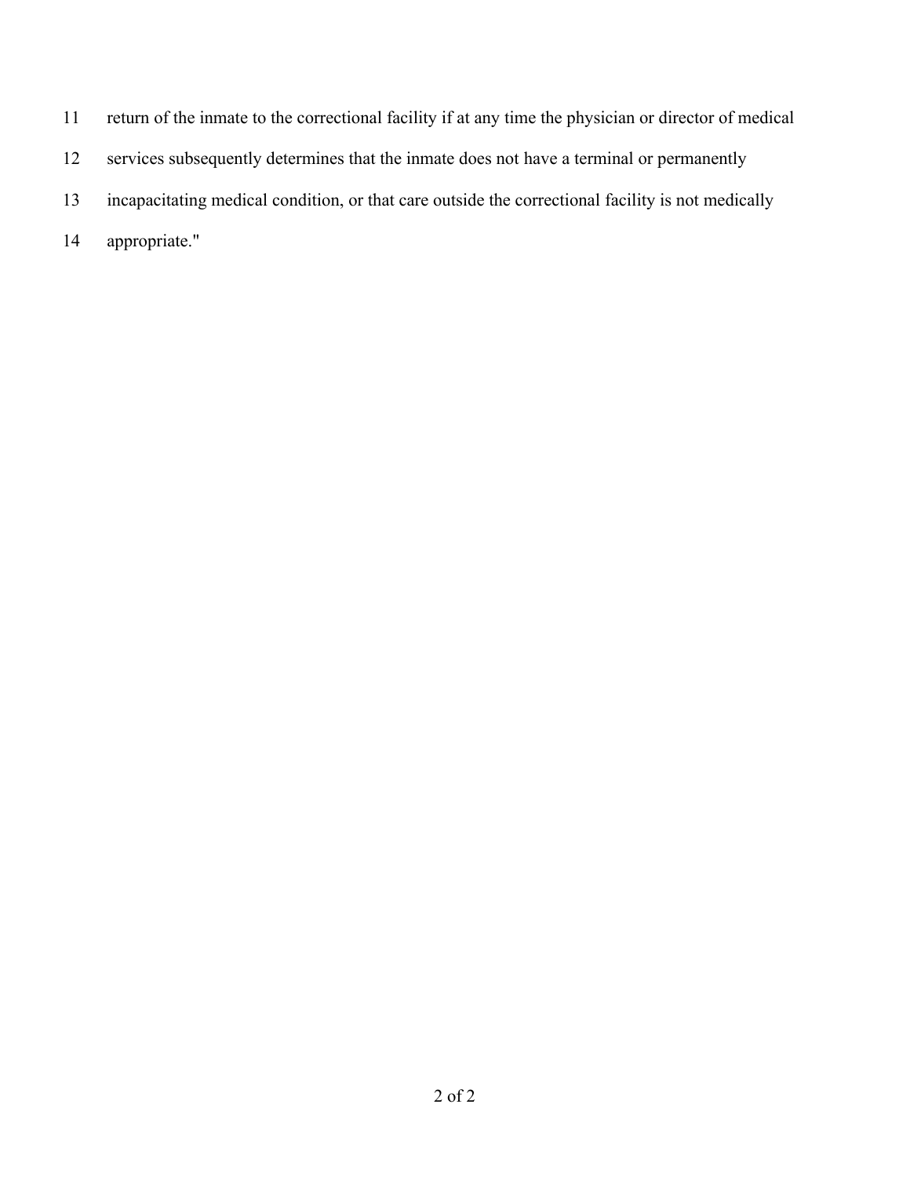11 return of the inmate to the correctional facility if at any time the physician or director of medical

12 services subsequently determines that the inmate does not have a terminal or permanently

13 incapacitating medical condition, or that care outside the correctional facility is not medically

14 appropriate."